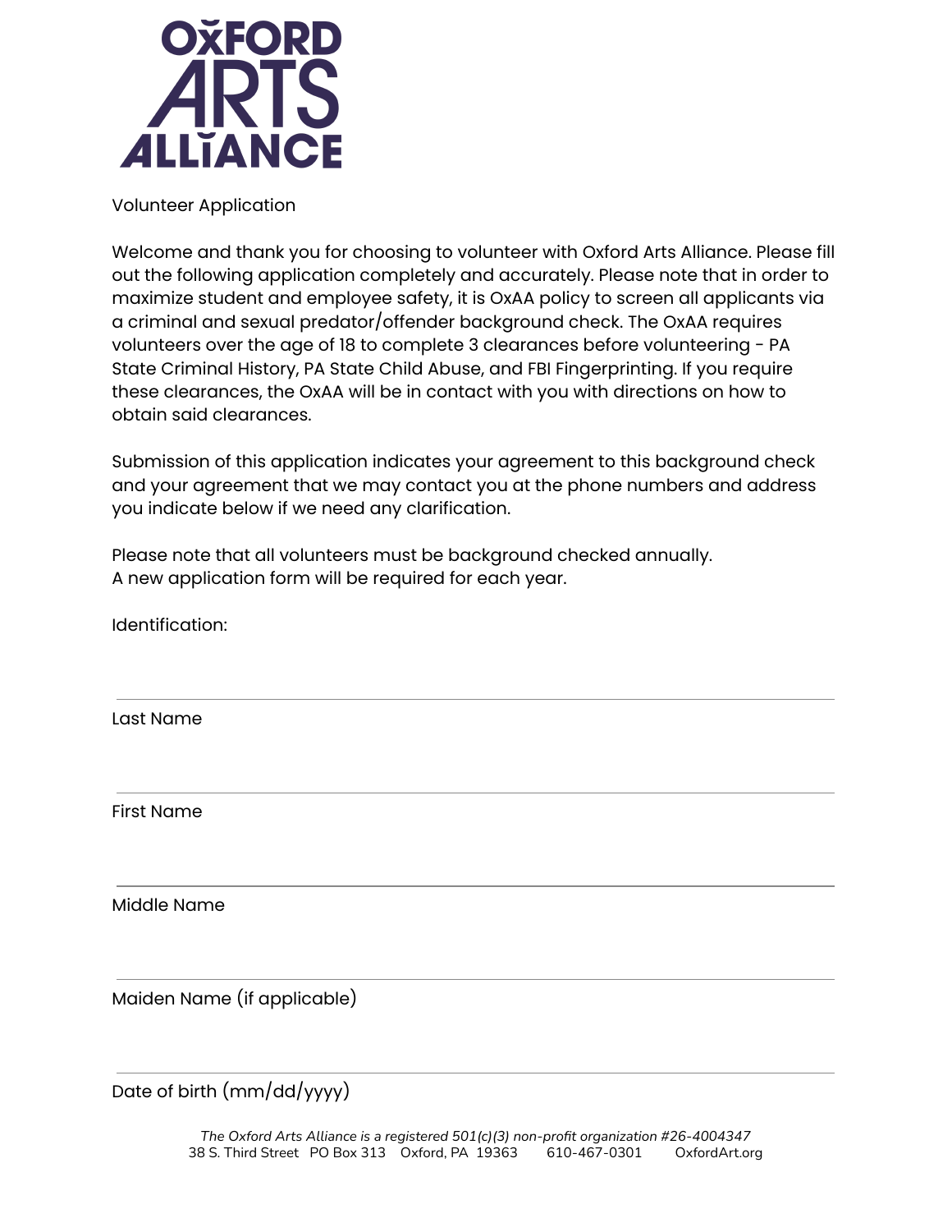# OXFORD ARTS ALLIANCE

Volunteer Application

Welcome and thank you for choosing to volunteer with Oxford Arts Alliance. Please fill out the following application completely and accurately. Please note that in order to maximize student and employee safety, it is OxAA policy to screen all applicants via a criminal and sexual predator/offender background check. The OxAA requires volunteers over the age of 18 to complete 3 clearances before volunteering - PA State Criminal History, PA State Child Abuse, and FBI Fingerprinting. If you require these clearances, the OxAA will be in contact with you with directions on how to obtain said clearances.

Submission of this application indicates your agreement to this background check and your agreement that we may contact you at the phone numbers and address you indicate below if we need any clarification.

Please note that all volunteers must be background checked annually.
A new application form will be required for each year.

Identification:

_______________________________________________

Last Name

_______________________________________________

First Name

_______________________________________________

Middle Name

_______________________________________________

Maiden Name (if applicable)

_______________________________________________

Date of birth (mm/dd/yyyy)

*The Oxford Arts Alliance is a registered 501(c)(3) non-profit organization #26-4004347*
38 S. Third Street PO Box 313 Oxford, PA 19363 610-467-0301 OxfordArt.org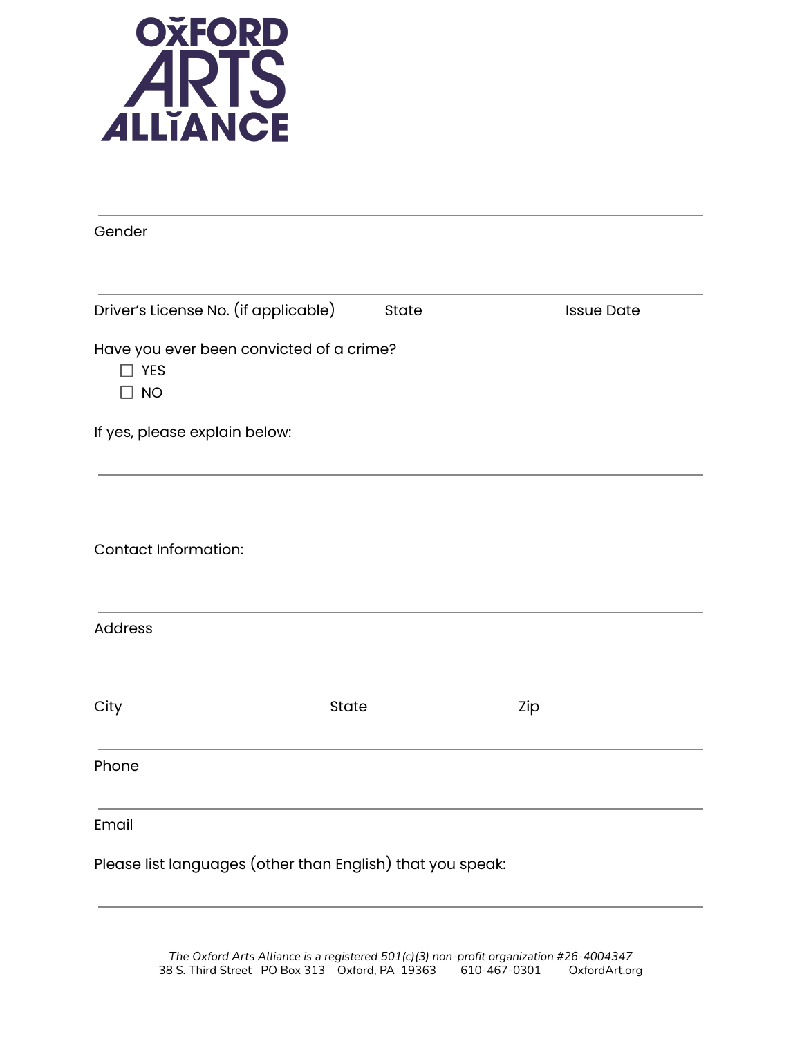**Oxford Arts Alliance**

Gender

Driver's License No. (if applicable)  State  Issue Date

Have you ever been convicted of a crime?

- ☐ YES
- ☐ NO

If yes, please explain below:

Contact Information:

Address

City  State  Zip

Phone

Email

Please list languages (other than English) that you speak:

*The Oxford Arts Alliance is a registered 501(c)(3) non-profit organization #26-4004347*
38 S. Third Street  PO Box 313  Oxford, PA 19363  610-467-0301  OxfordArt.org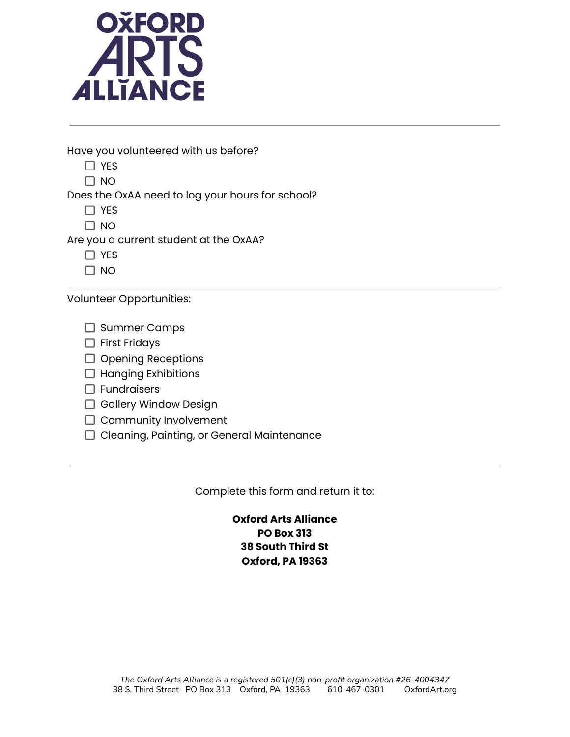# OXFORD ARTS ALLIANCE

---

Have you volunteered with us before?

- ☐ YES
- ☐ NO

Does the OxAA need to log your hours for school?

- ☐ YES
- ☐ NO

Are you a current student at the OxAA?

- ☐ YES
- ☐ NO

---

Volunteer Opportunities:

- ☐ Summer Camps
- ☐ First Fridays
- ☐ Opening Receptions
- ☐ Hanging Exhibitions
- ☐ Fundraisers
- ☐ Gallery Window Design
- ☐ Community Involvement
- ☐ Cleaning, Painting, or General Maintenance

---

Complete this form and return it to:

**Oxford Arts Alliance**
**PO Box 313**
**38 South Third St**
**Oxford, PA 19363**

*The Oxford Arts Alliance is a registered 501(c)(3) non-profit organization #26-4004347*
38 S. Third Street PO Box 313 Oxford, PA 19363 610-467-0301 OxfordArt.org